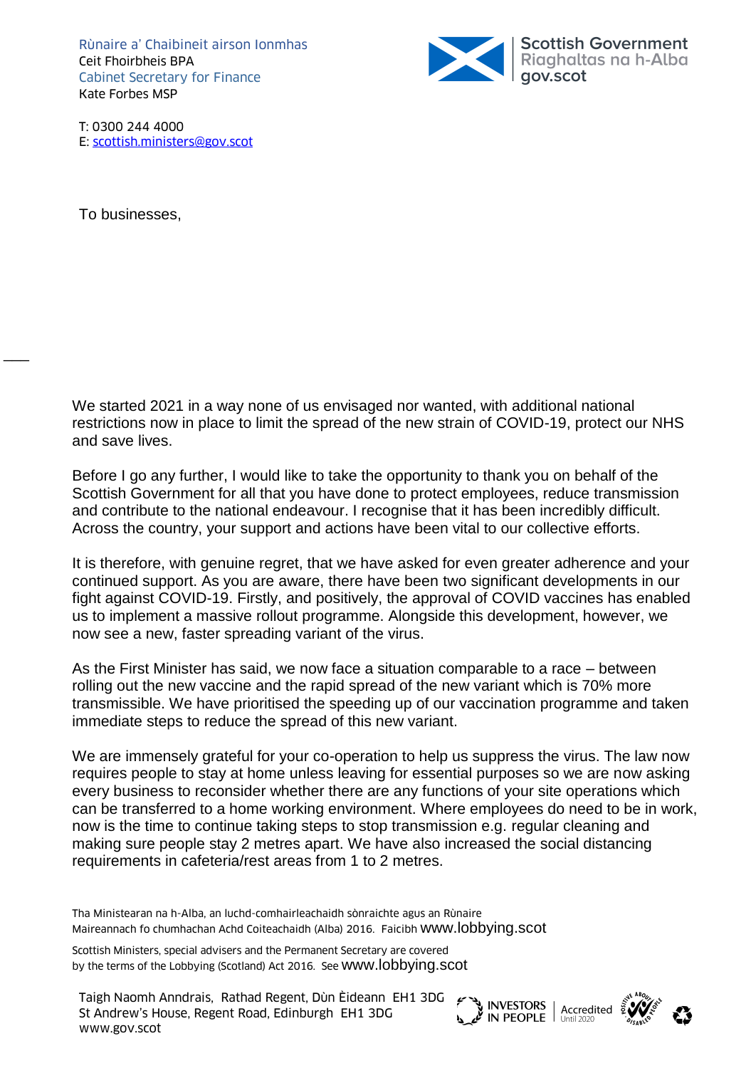Rùnaire a' Chaibineit airson Ionmhas
Ceit Fhoirbheis BPA
Cabinet Secretary for Finance
Kate Forbes MSP

Scottish Government
Riaghaltas na h-Alba
gov.scot

T: 0300 244 4000
E: scottish.ministers@gov.scot

To businesses,

We started 2021 in a way none of us envisaged nor wanted, with additional national restrictions now in place to limit the spread of the new strain of COVID-19, protect our NHS and save lives.

Before I go any further, I would like to take the opportunity to thank you on behalf of the Scottish Government for all that you have done to protect employees, reduce transmission and contribute to the national endeavour. I recognise that it has been incredibly difficult. Across the country, your support and actions have been vital to our collective efforts.

It is therefore, with genuine regret, that we have asked for even greater adherence and your continued support. As you are aware, there have been two significant developments in our fight against COVID-19. Firstly, and positively, the approval of COVID vaccines has enabled us to implement a massive rollout programme. Alongside this development, however, we now see a new, faster spreading variant of the virus.

As the First Minister has said, we now face a situation comparable to a race – between rolling out the new vaccine and the rapid spread of the new variant which is 70% more transmissible. We have prioritised the speeding up of our vaccination programme and taken immediate steps to reduce the spread of this new variant.

We are immensely grateful for your co-operation to help us suppress the virus. The law now requires people to stay at home unless leaving for essential purposes so we are now asking every business to reconsider whether there are any functions of your site operations which can be transferred to a home working environment. Where employees do need to be in work, now is the time to continue taking steps to stop transmission e.g. regular cleaning and making sure people stay 2 metres apart. We have also increased the social distancing requirements in cafeteria/rest areas from 1 to 2 metres.

Tha Ministearan na h-Alba, an luchd-comhairleachaidh sònraichte agus an Rùnaire Maireannach fo chumhachan Achd Coiteachaidh (Alba) 2016. Faicibh www.lobbying.scot

Scottish Ministers, special advisers and the Permanent Secretary are covered by the terms of the Lobbying (Scotland) Act 2016. See www.lobbying.scot

Taigh Naomh Anndrais, Rathad Regent, Dùn Èideann EH1 3DG
St Andrew's House, Regent Road, Edinburgh EH1 3DG
www.gov.scot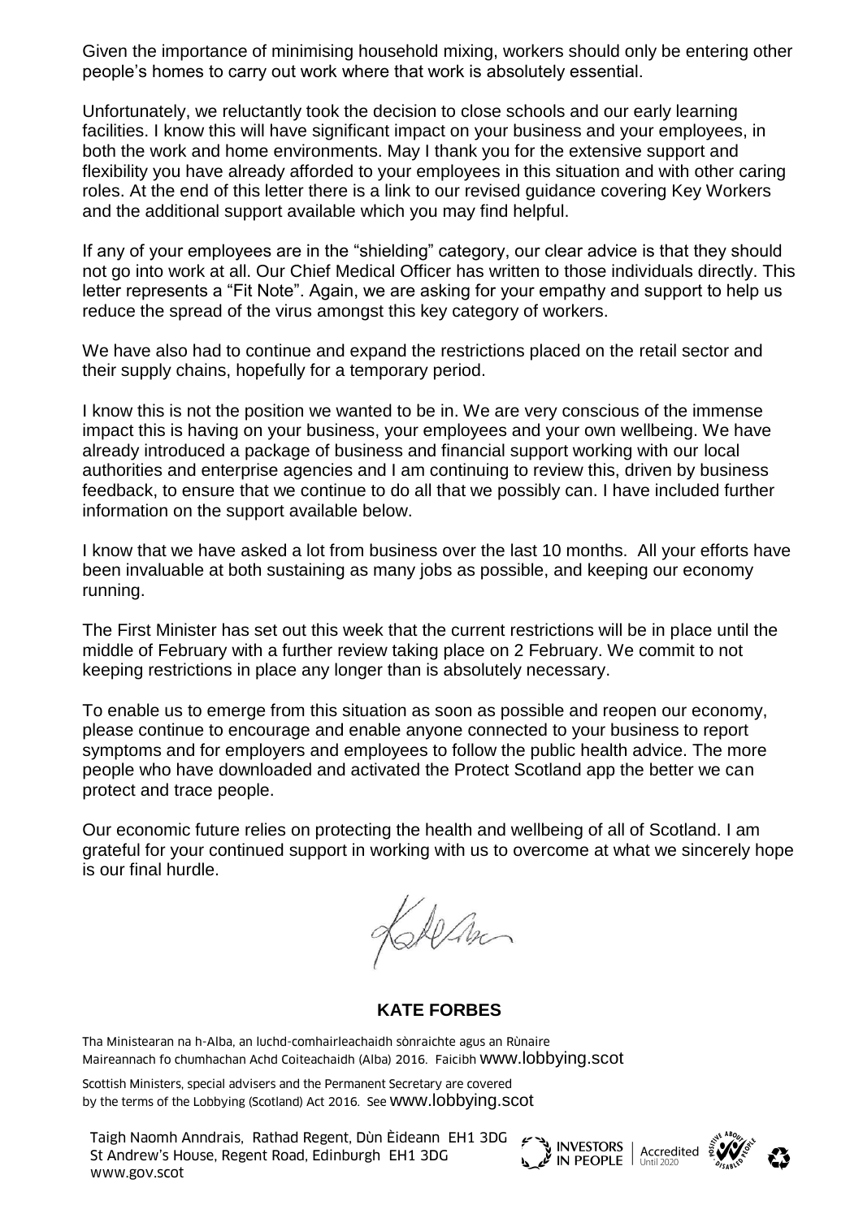Given the importance of minimising household mixing, workers should only be entering other people's homes to carry out work where that work is absolutely essential.

Unfortunately, we reluctantly took the decision to close schools and our early learning facilities. I know this will have significant impact on your business and your employees, in both the work and home environments. May I thank you for the extensive support and flexibility you have already afforded to your employees in this situation and with other caring roles. At the end of this letter there is a link to our revised guidance covering Key Workers and the additional support available which you may find helpful.

If any of your employees are in the "shielding" category, our clear advice is that they should not go into work at all. Our Chief Medical Officer has written to those individuals directly. This letter represents a "Fit Note". Again, we are asking for your empathy and support to help us reduce the spread of the virus amongst this key category of workers.

We have also had to continue and expand the restrictions placed on the retail sector and their supply chains, hopefully for a temporary period.

I know this is not the position we wanted to be in. We are very conscious of the immense impact this is having on your business, your employees and your own wellbeing. We have already introduced a package of business and financial support working with our local authorities and enterprise agencies and I am continuing to review this, driven by business feedback, to ensure that we continue to do all that we possibly can. I have included further information on the support available below.

I know that we have asked a lot from business over the last 10 months. All your efforts have been invaluable at both sustaining as many jobs as possible, and keeping our economy running.

The First Minister has set out this week that the current restrictions will be in place until the middle of February with a further review taking place on 2 February. We commit to not keeping restrictions in place any longer than is absolutely necessary.

To enable us to emerge from this situation as soon as possible and reopen our economy, please continue to encourage and enable anyone connected to your business to report symptoms and for employers and employees to follow the public health advice. The more people who have downloaded and activated the Protect Scotland app the better we can protect and trace people.

Our economic future relies on protecting the health and wellbeing of all of Scotland. I am grateful for your continued support in working with us to overcome at what we sincerely hope is our final hurdle.

**KATE FORBES**

Tha Ministearan na h-Alba, an luchd-comhairleachaidh sònraichte agus an Rùnaire Maireannach fo chumhachan Achd Coiteachaidh (Alba) 2016. Faicibh www.lobbying.scot

Scottish Ministers, special advisers and the Permanent Secretary are covered by the terms of the Lobbying (Scotland) Act 2016. See www.lobbying.scot

Taigh Naomh Anndrais, Rathad Regent, Dùn Èideann EH1 3DG
St Andrew's House, Regent Road, Edinburgh EH1 3DG
www.gov.scot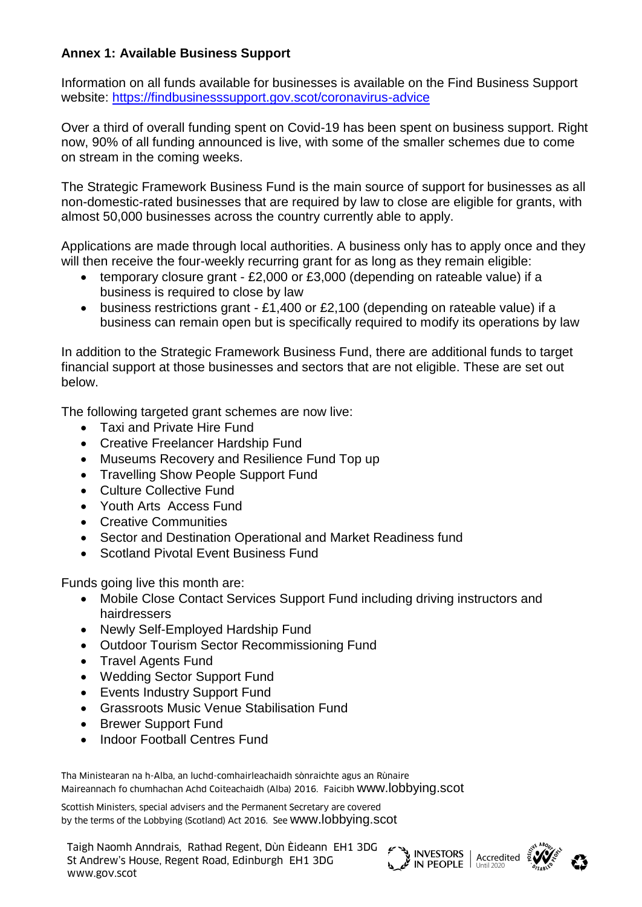**Annex 1: Available Business Support**

Information on all funds available for businesses is available on the Find Business Support website: https://findbusinesssupport.gov.scot/coronavirus-advice

Over a third of overall funding spent on Covid-19 has been spent on business support. Right now, 90% of all funding announced is live, with some of the smaller schemes due to come on stream in the coming weeks.

The Strategic Framework Business Fund is the main source of support for businesses as all non-domestic-rated businesses that are required by law to close are eligible for grants, with almost 50,000 businesses across the country currently able to apply.

Applications are made through local authorities. A business only has to apply once and they will then receive the four-weekly recurring grant for as long as they remain eligible:

- temporary closure grant - £2,000 or £3,000 (depending on rateable value) if a business is required to close by law
- business restrictions grant - £1,400 or £2,100 (depending on rateable value) if a business can remain open but is specifically required to modify its operations by law

In addition to the Strategic Framework Business Fund, there are additional funds to target financial support at those businesses and sectors that are not eligible. These are set out below.

The following targeted grant schemes are now live:

- Taxi and Private Hire Fund
- Creative Freelancer Hardship Fund
- Museums Recovery and Resilience Fund Top up
- Travelling Show People Support Fund
- Culture Collective Fund
- Youth Arts Access Fund
- Creative Communities
- Sector and Destination Operational and Market Readiness fund
- Scotland Pivotal Event Business Fund

Funds going live this month are:

- Mobile Close Contact Services Support Fund including driving instructors and hairdressers
- Newly Self-Employed Hardship Fund
- Outdoor Tourism Sector Recommissioning Fund
- Travel Agents Fund
- Wedding Sector Support Fund
- Events Industry Support Fund
- Grassroots Music Venue Stabilisation Fund
- Brewer Support Fund
- Indoor Football Centres Fund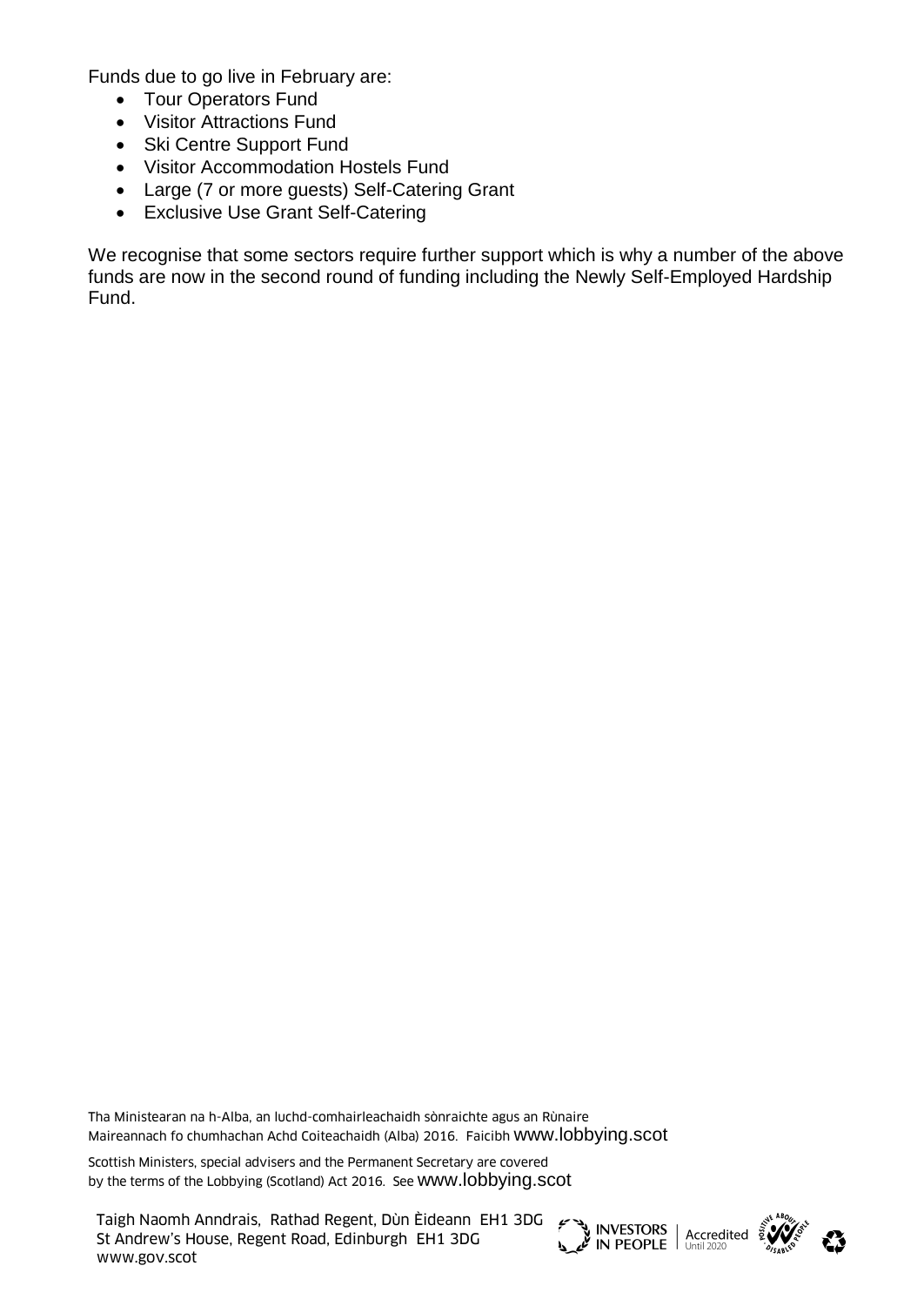Funds due to go live in February are:

- Tour Operators Fund
- Visitor Attractions Fund
- Ski Centre Support Fund
- Visitor Accommodation Hostels Fund
- Large (7 or more guests) Self-Catering Grant
- Exclusive Use Grant Self-Catering

We recognise that some sectors require further support which is why a number of the above funds are now in the second round of funding including the Newly Self-Employed Hardship Fund.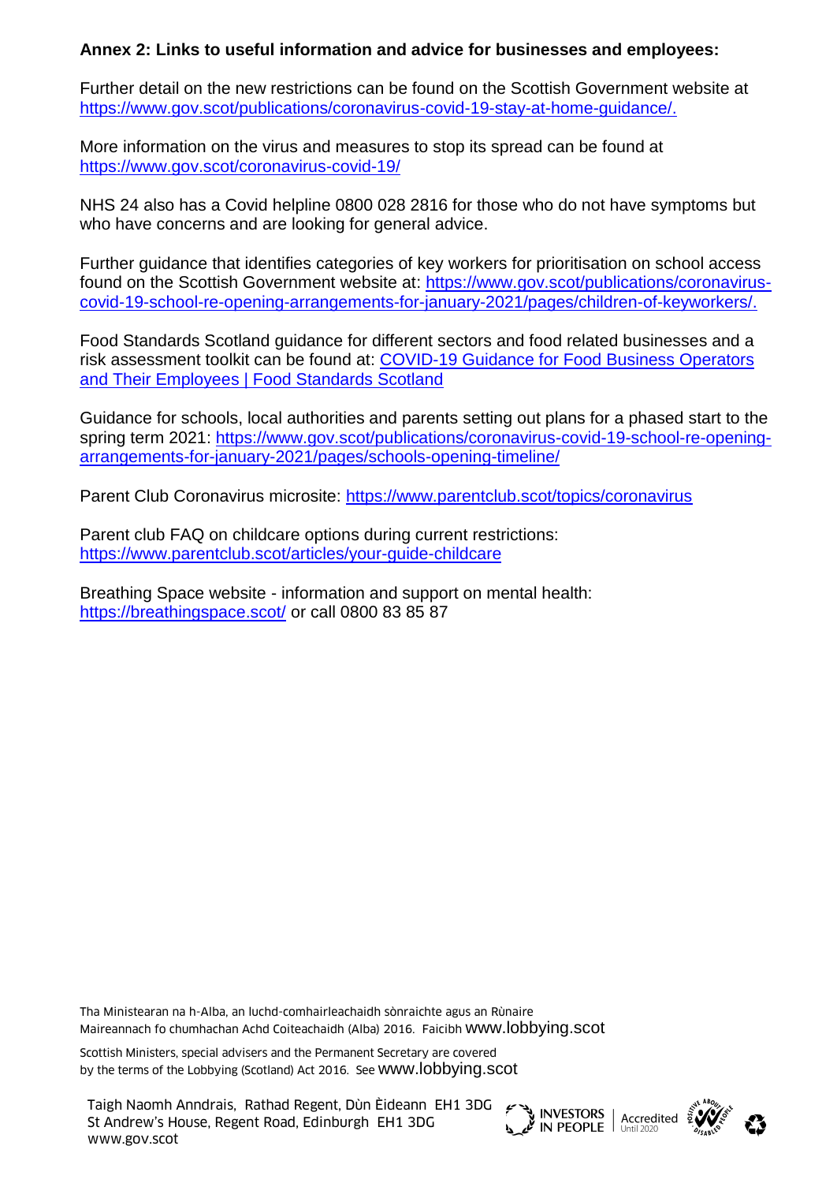**Annex 2: Links to useful information and advice for businesses and employees:**

Further detail on the new restrictions can be found on the Scottish Government website at https://www.gov.scot/publications/coronavirus-covid-19-stay-at-home-guidance/.

More information on the virus and measures to stop its spread can be found at https://www.gov.scot/coronavirus-covid-19/

NHS 24 also has a Covid helpline 0800 028 2816 for those who do not have symptoms but who have concerns and are looking for general advice.

Further guidance that identifies categories of key workers for prioritisation on school access found on the Scottish Government website at: https://www.gov.scot/publications/coronavirus-covid-19-school-re-opening-arrangements-for-january-2021/pages/children-of-keyworkers/.

Food Standards Scotland guidance for different sectors and food related businesses and a risk assessment toolkit can be found at: COVID-19 Guidance for Food Business Operators and Their Employees | Food Standards Scotland

Guidance for schools, local authorities and parents setting out plans for a phased start to the spring term 2021: https://www.gov.scot/publications/coronavirus-covid-19-school-re-opening-arrangements-for-january-2021/pages/schools-opening-timeline/

Parent Club Coronavirus microsite: https://www.parentclub.scot/topics/coronavirus

Parent club FAQ on childcare options during current restrictions: https://www.parentclub.scot/articles/your-guide-childcare

Breathing Space website - information and support on mental health: https://breathingspace.scot/ or call 0800 83 85 87

Tha Ministearan na h-Alba, an luchd-comhairleachaidh sònraichte agus an Rùnaire Maireannach fo chumhachan Achd Coiteachaidh (Alba) 2016. Faicibh www.lobbying.scot

Scottish Ministers, special advisers and the Permanent Secretary are covered by the terms of the Lobbying (Scotland) Act 2016. See www.lobbying.scot

Taigh Naomh Anndrais, Rathad Regent, Dùn Èideann EH1 3DG
St Andrew's House, Regent Road, Edinburgh EH1 3DG
www.gov.scot